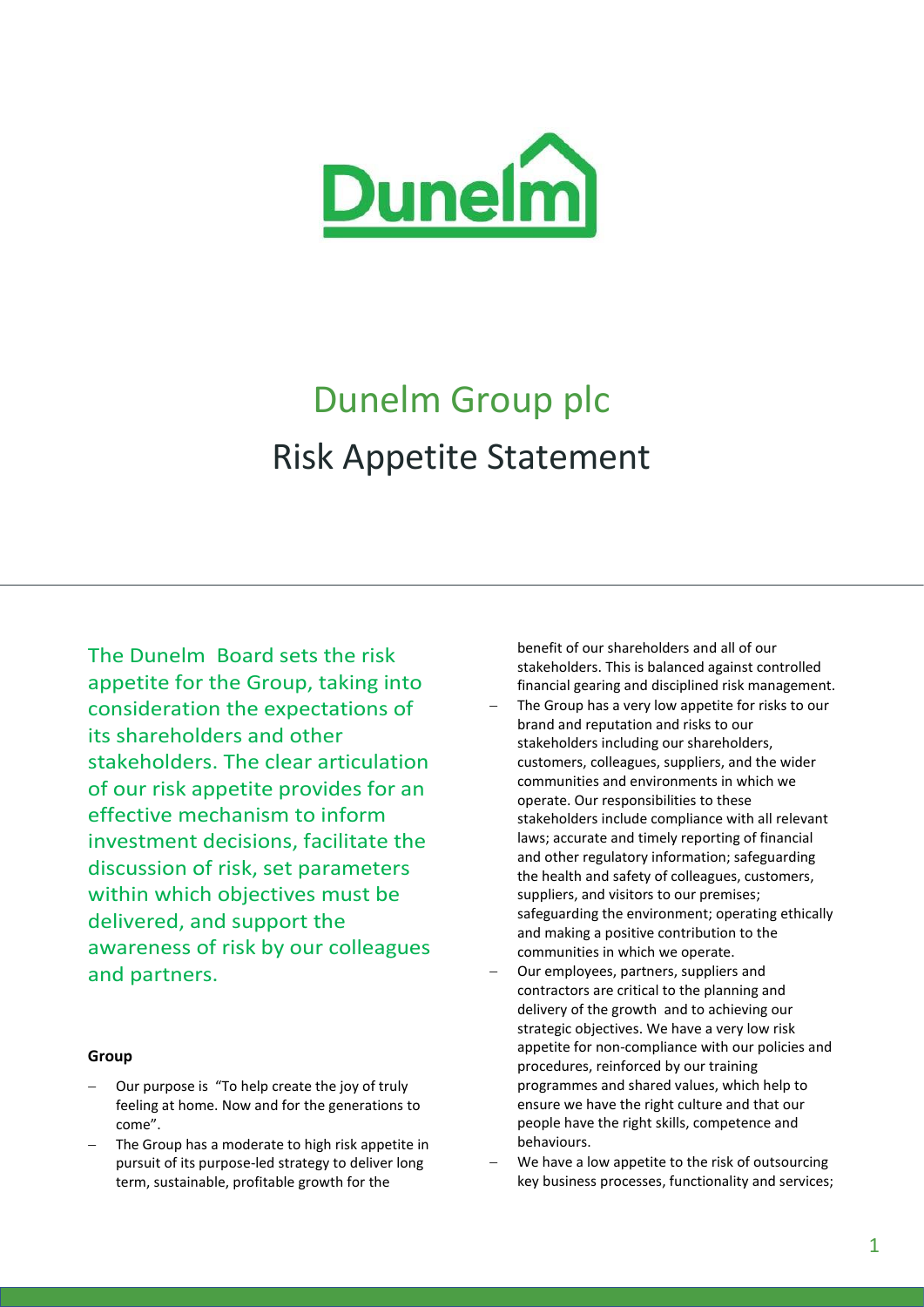# Dunelm Group plc

## Risk Appetite Statement

The Dunelm Board sets the risk appetite for the Group, taking into consideration the expectations of its shareholders and other stakeholders. The clear articulation of our risk appetite provides for an effective mechanism to inform investment decisions, facilitate the discussion of risk, set parameters within which objectives must be delivered, and support the awareness of risk by our colleagues and partners.

**Group**

- Our purpose is "To help create the joy of truly feeling at home. Now and for the generations to come".
- The Group has a moderate to high risk appetite in pursuit of its purpose-led strategy to deliver long term, sustainable, profitable growth for the benefit of our shareholders and all of our stakeholders. This is balanced against controlled financial gearing and disciplined risk management.
- The Group has a very low appetite for risks to our brand and reputation and risks to our stakeholders including our shareholders, customers, colleagues, suppliers, and the wider communities and environments in which we operate. Our responsibilities to these stakeholders include compliance with all relevant laws; accurate and timely reporting of financial and other regulatory information; safeguarding the health and safety of colleagues, customers, suppliers, and visitors to our premises; safeguarding the environment; operating ethically and making a positive contribution to the communities in which we operate.
- Our employees, partners, suppliers and contractors are critical to the planning and delivery of the growth and to achieving our strategic objectives. We have a very low risk appetite for non-compliance with our policies and procedures, reinforced by our training programmes and shared values, which help to ensure we have the right culture and that our people have the right skills, competence and behaviours.
- We have a low appetite to the risk of outsourcing key business processes, functionality and services;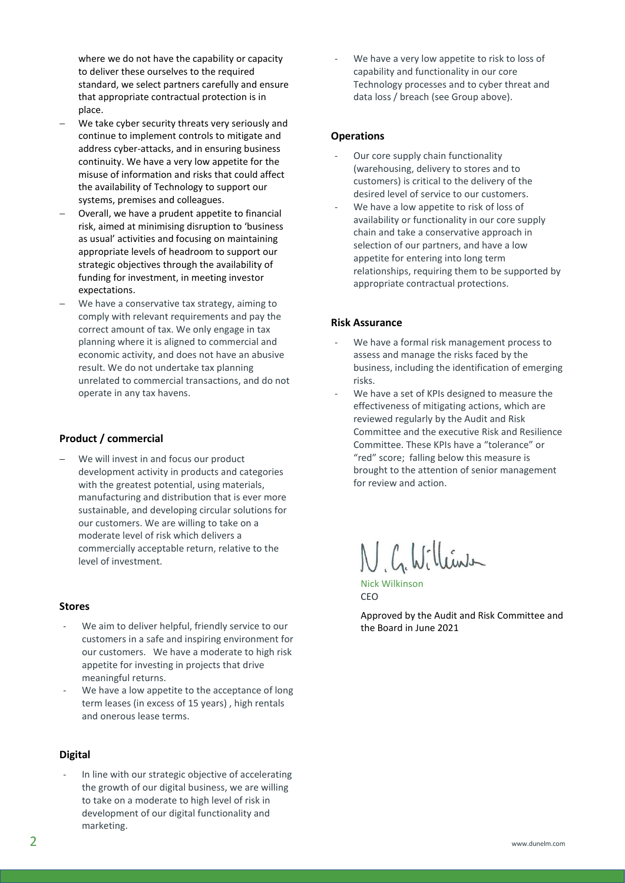where we do not have the capability or capacity to deliver these ourselves to the required standard, we select partners carefully and ensure that appropriate contractual protection is in place.

- We take cyber security threats very seriously and continue to implement controls to mitigate and address cyber-attacks, and in ensuring business continuity. We have a very low appetite for the misuse of information and risks that could affect the availability of Technology to support our systems, premises and colleagues.
- Overall, we have a prudent appetite to financial risk, aimed at minimising disruption to 'business as usual' activities and focusing on maintaining appropriate levels of headroom to support our strategic objectives through the availability of funding for investment, in meeting investor expectations.
- We have a conservative tax strategy, aiming to comply with relevant requirements and pay the correct amount of tax. We only engage in tax planning where it is aligned to commercial and economic activity, and does not have an abusive result. We do not undertake tax planning unrelated to commercial transactions, and do not operate in any tax havens.

**Product / commercial**

- We will invest in and focus our product development activity in products and categories with the greatest potential, using materials, manufacturing and distribution that is ever more sustainable, and developing circular solutions for our customers. We are willing to take on a moderate level of risk which delivers a commercially acceptable return, relative to the level of investment.

**Stores**

- We aim to deliver helpful, friendly service to our customers in a safe and inspiring environment for our customers. We have a moderate to high risk appetite for investing in projects that drive meaningful returns.
- We have a low appetite to the acceptance of long term leases (in excess of 15 years) , high rentals and onerous lease terms.

**Digital**

- In line with our strategic objective of accelerating the growth of our digital business, we are willing to take on a moderate to high level of risk in development of our digital functionality and marketing.
- We have a very low appetite to risk to loss of capability and functionality in our core Technology processes and to cyber threat and data loss / breach (see Group above).

**Operations**

- Our core supply chain functionality (warehousing, delivery to stores and to customers) is critical to the delivery of the desired level of service to our customers.
- We have a low appetite to risk of loss of availability or functionality in our core supply chain and take a conservative approach in selection of our partners, and have a low appetite for entering into long term relationships, requiring them to be supported by appropriate contractual protections.

**Risk Assurance**

- We have a formal risk management process to assess and manage the risks faced by the business, including the identification of emerging risks.
- We have a set of KPIs designed to measure the effectiveness of mitigating actions, which are reviewed regularly by the Audit and Risk Committee and the executive Risk and Resilience Committee. These KPIs have a "tolerance" or "red" score; falling below this measure is brought to the attention of senior management for review and action.

N. G. Wilkinson

Nick Wilkinson
CEO

Approved by the Audit and Risk Committee and the Board in June 2021